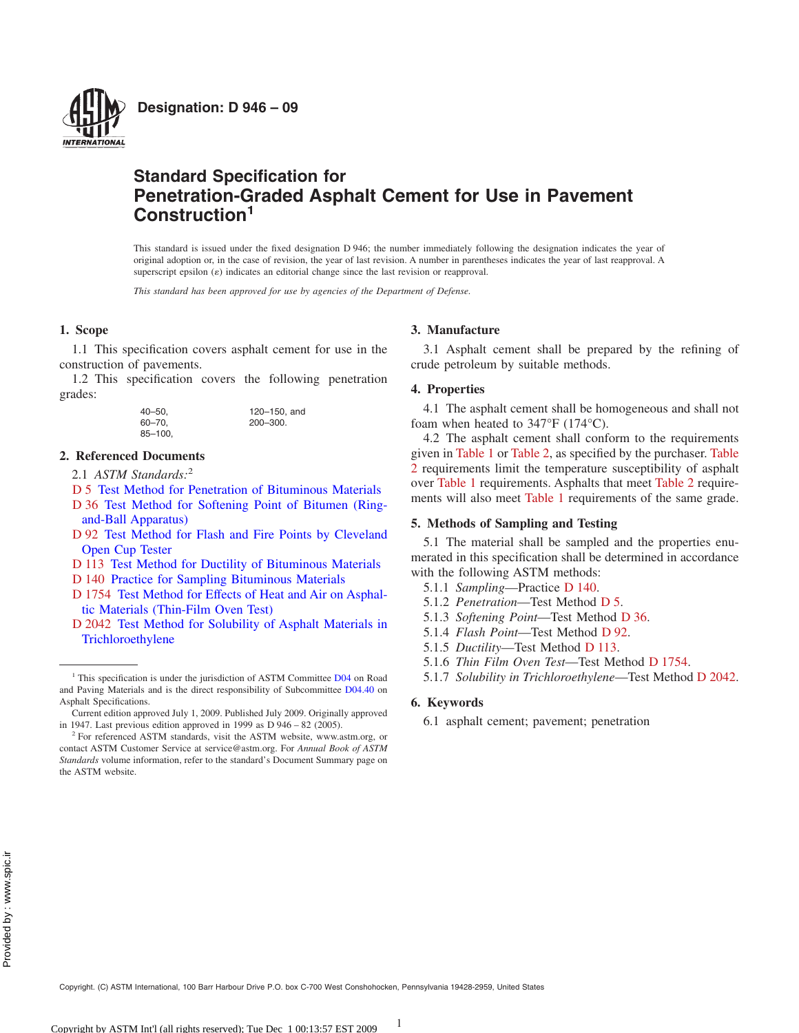**Designation: D 946 – 09**

# Standard Specification for Penetration-Graded Asphalt Cement for Use in Pavement Construction[1]

This standard is issued under the fixed designation D 946; the number immediately following the designation indicates the year of original adoption or, in the case of revision, the year of last revision. A number in parentheses indicates the year of last reapproval. A superscript epsilon (ε) indicates an editorial change since the last revision or reapproval.

*This standard has been approved for use by agencies of the Department of Defense.*

## 1. Scope

1.1 This specification covers asphalt cement for use in the construction of pavements.

1.2 This specification covers the following penetration grades:

40–50,
60–70,
85–100,
120–150, and
200–300.

## 2. Referenced Documents

2.1 *ASTM Standards:*[2]

D 5 Test Method for Penetration of Bituminous Materials
D 36 Test Method for Softening Point of Bitumen (Ring-and-Ball Apparatus)
D 92 Test Method for Flash and Fire Points by Cleveland Open Cup Tester
D 113 Test Method for Ductility of Bituminous Materials
D 140 Practice for Sampling Bituminous Materials
D 1754 Test Method for Effects of Heat and Air on Asphaltic Materials (Thin-Film Oven Test)
D 2042 Test Method for Solubility of Asphalt Materials in Trichloroethylene

## 3. Manufacture

3.1 Asphalt cement shall be prepared by the refining of crude petroleum by suitable methods.

## 4. Properties

4.1 The asphalt cement shall be homogeneous and shall not foam when heated to 347°F (174°C).

4.2 The asphalt cement shall conform to the requirements given in Table 1 or Table 2, as specified by the purchaser. Table 2 requirements limit the temperature susceptibility of asphalt over Table 1 requirements. Asphalts that meet Table 2 requirements will also meet Table 1 requirements of the same grade.

## 5. Methods of Sampling and Testing

5.1 The material shall be sampled and the properties enumerated in this specification shall be determined in accordance with the following ASTM methods:

5.1.1 *Sampling*—Practice D 140.

5.1.2 *Penetration*—Test Method D 5.

5.1.3 *Softening Point*—Test Method D 36.

5.1.4 *Flash Point*—Test Method D 92.

5.1.5 *Ductility*—Test Method D 113.

5.1.6 *Thin Film Oven Test*—Test Method D 1754.

5.1.7 *Solubility in Trichloroethylene*—Test Method D 2042.

## 6. Keywords

6.1 asphalt cement; pavement; penetration

---

[1] This specification is under the jurisdiction of ASTM Committee D04 on Road and Paving Materials and is the direct responsibility of Subcommittee D04.40 on Asphalt Specifications.

Current edition approved July 1, 2009. Published July 2009. Originally approved in 1947. Last previous edition approved in 1999 as D 946 – 82 (2005).

[2] For referenced ASTM standards, visit the ASTM website, www.astm.org, or contact ASTM Customer Service at service@astm.org. For *Annual Book of ASTM Standards* volume information, refer to the standard's Document Summary page on the ASTM website.

Copyright. (C) ASTM International, 100 Barr Harbour Drive P.O. box C-700 West Conshohocken, Pennsylvania 19428-2959, United States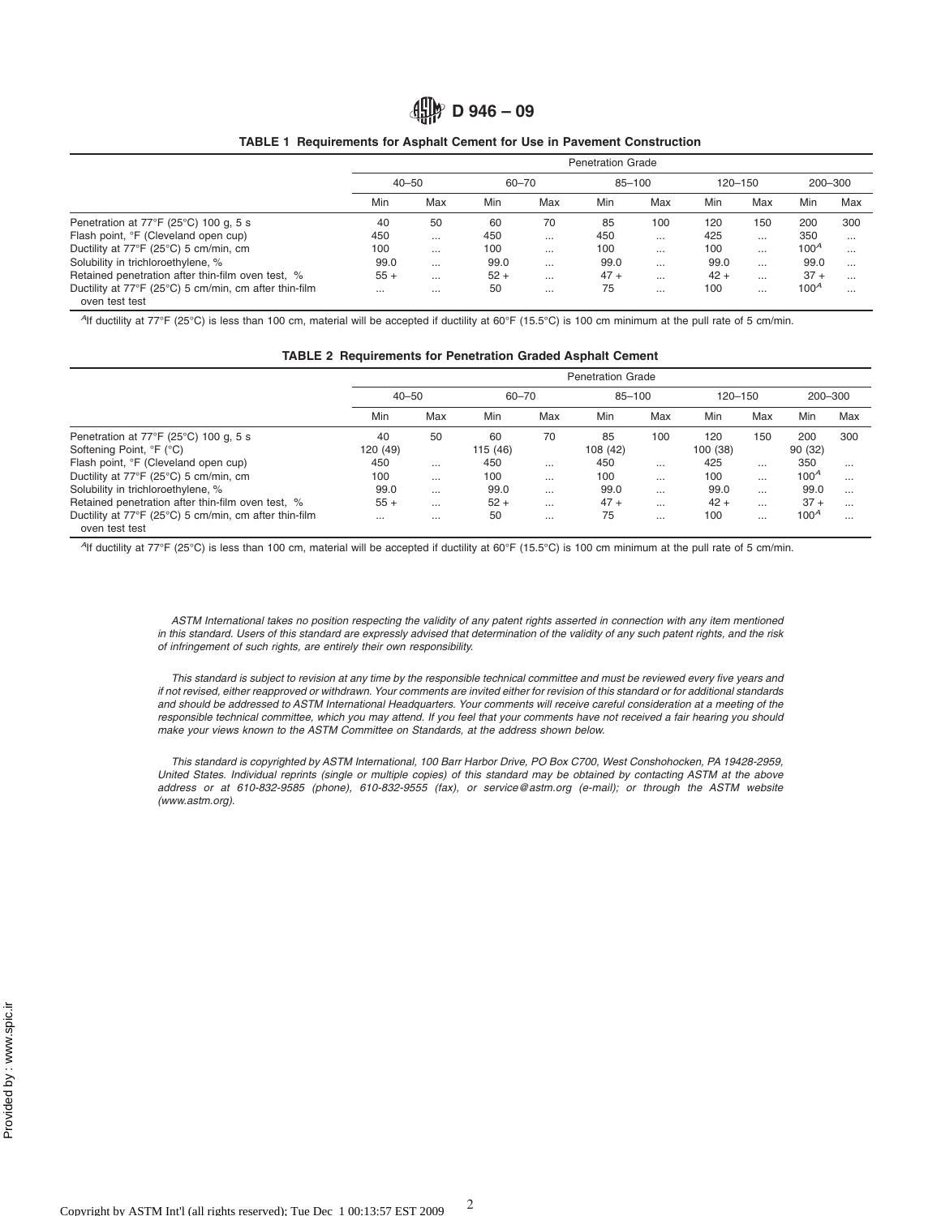**TABLE 1 Requirements for Asphalt Cement for Use in Pavement Construction**

| | Penetration Grade | | | | | | | | | |
|---|---|---|---|---|---|---|---|---|---|---|
| | 40–50 | | 60–70 | | 85–100 | | 120–150 | | 200–300 | |
| | Min | Max | Min | Max | Min | Max | Min | Max | Min | Max |
| Penetration at 77°F (25°C) 100 g, 5 s | 40 | 50 | 60 | 70 | 85 | 100 | 120 | 150 | 200 | 300 |
| Flash point, °F (Cleveland open cup) | 450 | ... | 450 | ... | 450 | ... | 425 | ... | 350 | ... |
| Ductility at 77°F (25°C) 5 cm/min, cm | 100 | ... | 100 | ... | 100 | ... | 100 | ... | 100[A] | ... |
| Solubility in trichloroethylene, % | 99.0 | ... | 99.0 | ... | 99.0 | ... | 99.0 | ... | 99.0 | ... |
| Retained penetration after thin-film oven test, % | 55 + | ... | 52 + | ... | 47 + | ... | 42 + | ... | 37 + | ... |
| Ductility at 77°F (25°C) 5 cm/min, cm after thin-film oven test test | ... | ... | 50 | ... | 75 | ... | 100 | ... | 100[A] | ... |

[A] If ductility at 77°F (25°C) is less than 100 cm, material will be accepted if ductility at 60°F (15.5°C) is 100 cm minimum at the pull rate of 5 cm/min.

**TABLE 2 Requirements for Penetration Graded Asphalt Cement**

| | Penetration Grade | | | | | | | | | |
|---|---|---|---|---|---|---|---|---|---|---|
| | 40–50 | | 60–70 | | 85–100 | | 120–150 | | 200–300 | |
| | Min | Max | Min | Max | Min | Max | Min | Max | Min | Max |
| Penetration at 77°F (25°C) 100 g, 5 s | 40 | 50 | 60 | 70 | 85 | 100 | 120 | 150 | 200 | 300 |
| Softening Point, °F (°C) | 120 (49) | | 115 (46) | | 108 (42) | | 100 (38) | | 90 (32) | |
| Flash point, °F (Cleveland open cup) | 450 | ... | 450 | ... | 450 | ... | 425 | ... | 350 | ... |
| Ductility at 77°F (25°C) 5 cm/min, cm | 100 | ... | 100 | ... | 100 | ... | 100 | ... | 100[A] | ... |
| Solubility in trichloroethylene, % | 99.0 | ... | 99.0 | ... | 99.0 | ... | 99.0 | ... | 99.0 | ... |
| Retained penetration after thin-film oven test, % | 55 + | ... | 52 + | ... | 47 + | ... | 42 + | ... | 37 + | ... |
| Ductility at 77°F (25°C) 5 cm/min, cm after thin-film oven test test | ... | ... | 50 | ... | 75 | ... | 100 | ... | 100[A] | ... |

[A] If ductility at 77°F (25°C) is less than 100 cm, material will be accepted if ductility at 60°F (15.5°C) is 100 cm minimum at the pull rate of 5 cm/min.

*ASTM International takes no position respecting the validity of any patent rights asserted in connection with any item mentioned in this standard. Users of this standard are expressly advised that determination of the validity of any such patent rights, and the risk of infringement of such rights, are entirely their own responsibility.*

*This standard is subject to revision at any time by the responsible technical committee and must be reviewed every five years and if not revised, either reapproved or withdrawn. Your comments are invited either for revision of this standard or for additional standards and should be addressed to ASTM International Headquarters. Your comments will receive careful consideration at a meeting of the responsible technical committee, which you may attend. If you feel that your comments have not received a fair hearing you should make your views known to the ASTM Committee on Standards, at the address shown below.*

*This standard is copyrighted by ASTM International, 100 Barr Harbor Drive, PO Box C700, West Conshohocken, PA 19428-2959, United States. Individual reprints (single or multiple copies) of this standard may be obtained by contacting ASTM at the above address or at 610-832-9585 (phone), 610-832-9555 (fax), or service@astm.org (e-mail); or through the ASTM website (www.astm.org).*